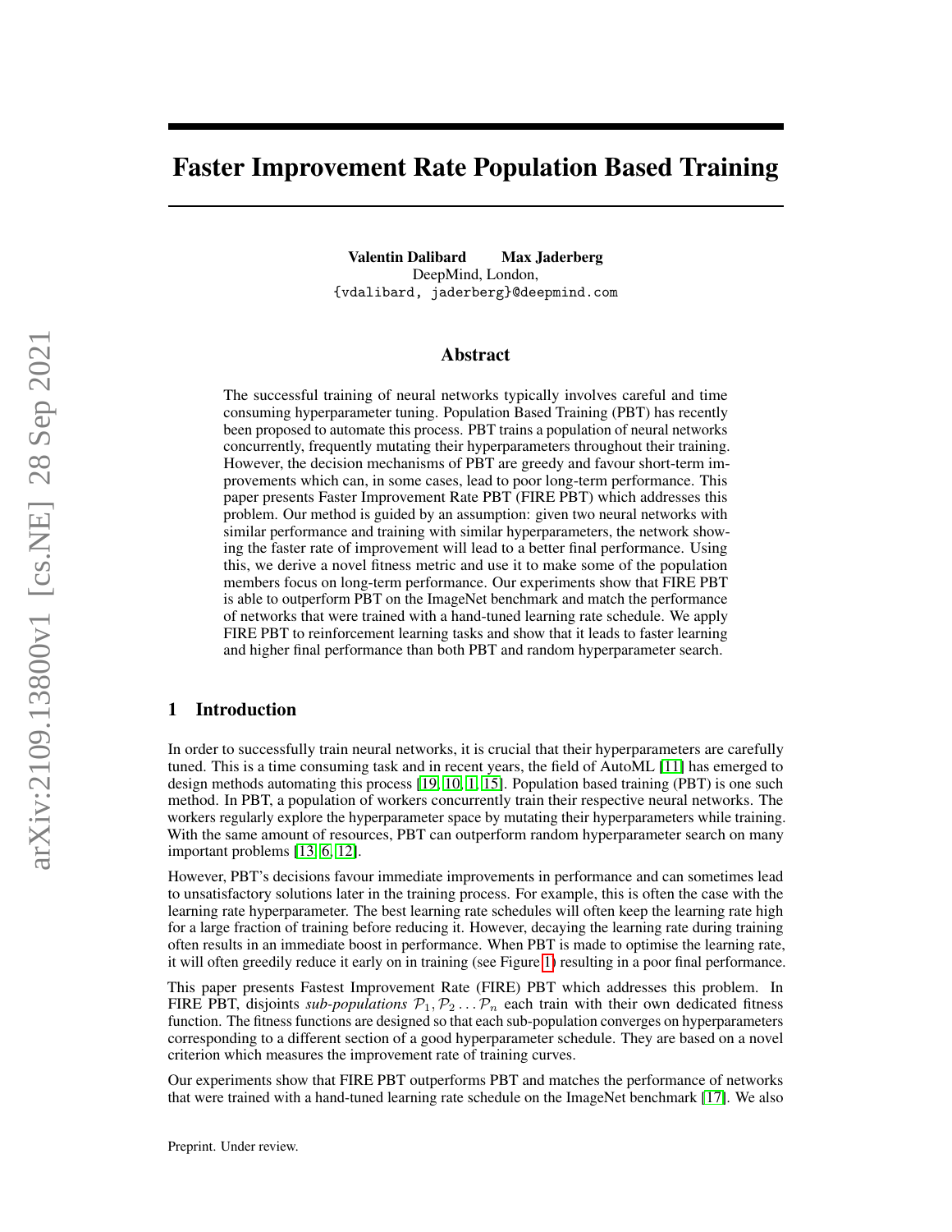# Faster Improvement Rate Population Based Training

**Valentin Dalibard** **Max Jaderberg**
DeepMind, London,
{vdalibard, jaderberg}@deepmind.com

## Abstract

The successful training of neural networks typically involves careful and time consuming hyperparameter tuning. Population Based Training (PBT) has recently been proposed to automate this process. PBT trains a population of neural networks concurrently, frequently mutating their hyperparameters throughout their training. However, the decision mechanisms of PBT are greedy and favour short-term improvements which can, in some cases, lead to poor long-term performance. This paper presents Faster Improvement Rate PBT (FIRE PBT) which addresses this problem. Our method is guided by an assumption: given two neural networks with similar performance and training with similar hyperparameters, the network showing the faster rate of improvement will lead to a better final performance. Using this, we derive a novel fitness metric and use it to make some of the population members focus on long-term performance. Our experiments show that FIRE PBT is able to outperform PBT on the ImageNet benchmark and match the performance of networks that were trained with a hand-tuned learning rate schedule. We apply FIRE PBT to reinforcement learning tasks and show that it leads to faster learning and higher final performance than both PBT and random hyperparameter search.

## 1 Introduction

In order to successfully train neural networks, it is crucial that their hyperparameters are carefully tuned. This is a time consuming task and in recent years, the field of AutoML [11] has emerged to design methods automating this process [19, 10, 1, 15]. Population based training (PBT) is one such method. In PBT, a population of workers concurrently train their respective neural networks. The workers regularly explore the hyperparameter space by mutating their hyperparameters while training. With the same amount of resources, PBT can outperform random hyperparameter search on many important problems [13, 6, 12].

However, PBT's decisions favour immediate improvements in performance and can sometimes lead to unsatisfactory solutions later in the training process. For example, this is often the case with the learning rate hyperparameter. The best learning rate schedules will often keep the learning rate high for a large fraction of training before reducing it. However, decaying the learning rate during training often results in an immediate boost in performance. When PBT is made to optimise the learning rate, it will often greedily reduce it early on in training (see Figure 1) resulting in a poor final performance.

This paper presents Fastest Improvement Rate (FIRE) PBT which addresses this problem. In FIRE PBT, disjoints *sub-populations* $\mathcal{P}_1, \mathcal{P}_2 \ldots \mathcal{P}_n$ each train with their own dedicated fitness function. The fitness functions are designed so that each sub-population converges on hyperparameters corresponding to a different section of a good hyperparameter schedule. They are based on a novel criterion which measures the improvement rate of training curves.

Our experiments show that FIRE PBT outperforms PBT and matches the performance of networks that were trained with a hand-tuned learning rate schedule on the ImageNet benchmark [17]. We also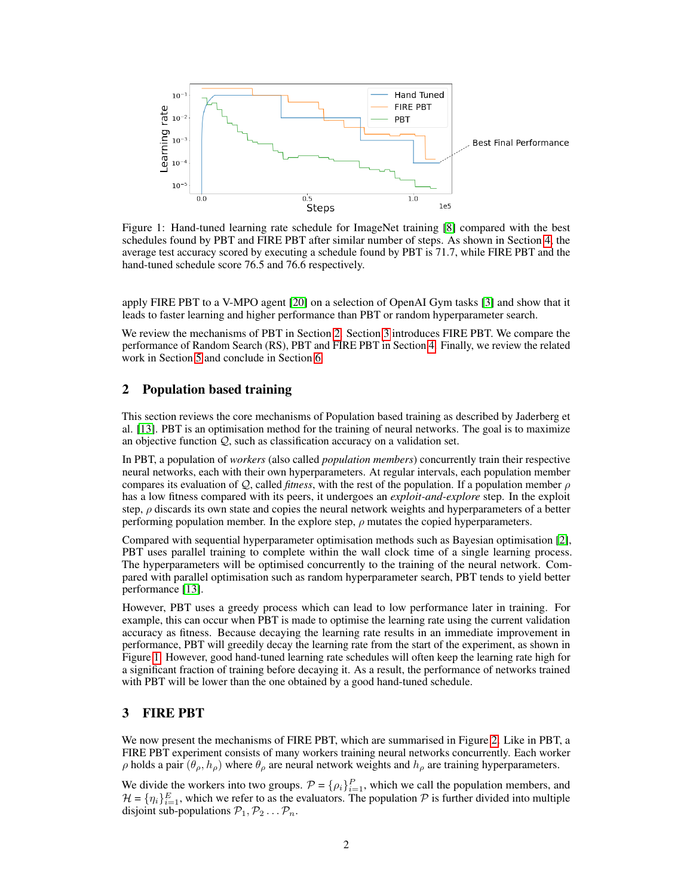Figure 1: Hand-tuned learning rate schedule for ImageNet training [8] compared with the best schedules found by PBT and FIRE PBT after similar number of steps. As shown in Section 4, the average test accuracy scored by executing a schedule found by PBT is 71.7, while FIRE PBT and the hand-tuned schedule score 76.5 and 76.6 respectively.

apply FIRE PBT to a V-MPO agent [20] on a selection of OpenAI Gym tasks [3] and show that it leads to faster learning and higher performance than PBT or random hyperparameter search.

We review the mechanisms of PBT in Section 2. Section 3 introduces FIRE PBT. We compare the performance of Random Search (RS), PBT and FIRE PBT in Section 4. Finally, we review the related work in Section 5 and conclude in Section 6.

## 2 Population based training

This section reviews the core mechanisms of Population based training as described by Jaderberg et al. [13]. PBT is an optimisation method for the training of neural networks. The goal is to maximize an objective function $\mathcal{Q}$, such as classification accuracy on a validation set.

In PBT, a population of *workers* (also called *population members*) concurrently train their respective neural networks, each with their own hyperparameters. At regular intervals, each population member compares its evaluation of $\mathcal{Q}$, called *fitness*, with the rest of the population. If a population member $\rho$ has a low fitness compared with its peers, it undergoes an *exploit-and-explore* step. In the exploit step, $\rho$ discards its own state and copies the neural network weights and hyperparameters of a better performing population member. In the explore step, $\rho$ mutates the copied hyperparameters.

Compared with sequential hyperparameter optimisation methods such as Bayesian optimisation [2], PBT uses parallel training to complete within the wall clock time of a single learning process. The hyperparameters will be optimised concurrently to the training of the neural network. Compared with parallel optimisation such as random hyperparameter search, PBT tends to yield better performance [13].

However, PBT uses a greedy process which can lead to low performance later in training. For example, this can occur when PBT is made to optimise the learning rate using the current validation accuracy as fitness. Because decaying the learning rate results in an immediate improvement in performance, PBT will greedily decay the learning rate from the start of the experiment, as shown in Figure 1. However, good hand-tuned learning rate schedules will often keep the learning rate high for a significant fraction of training before decaying it. As a result, the performance of networks trained with PBT will be lower than the one obtained by a good hand-tuned schedule.

## 3 FIRE PBT

We now present the mechanisms of FIRE PBT, which are summarised in Figure 2. Like in PBT, a FIRE PBT experiment consists of many workers training neural networks concurrently. Each worker $\rho$ holds a pair $(\theta_\rho, h_\rho)$ where $\theta_\rho$ are neural network weights and $h_\rho$ are training hyperparameters.

We divide the workers into two groups. $\mathcal{P} = \{\rho_i\}_{i=1}^{P}$, which we call the population members, and $\mathcal{H} = \{\eta_i\}_{i=1}^{E}$, which we refer to as the evaluators. The population $\mathcal{P}$ is further divided into multiple disjoint sub-populations $\mathcal{P}_1, \mathcal{P}_2 \ldots \mathcal{P}_n$.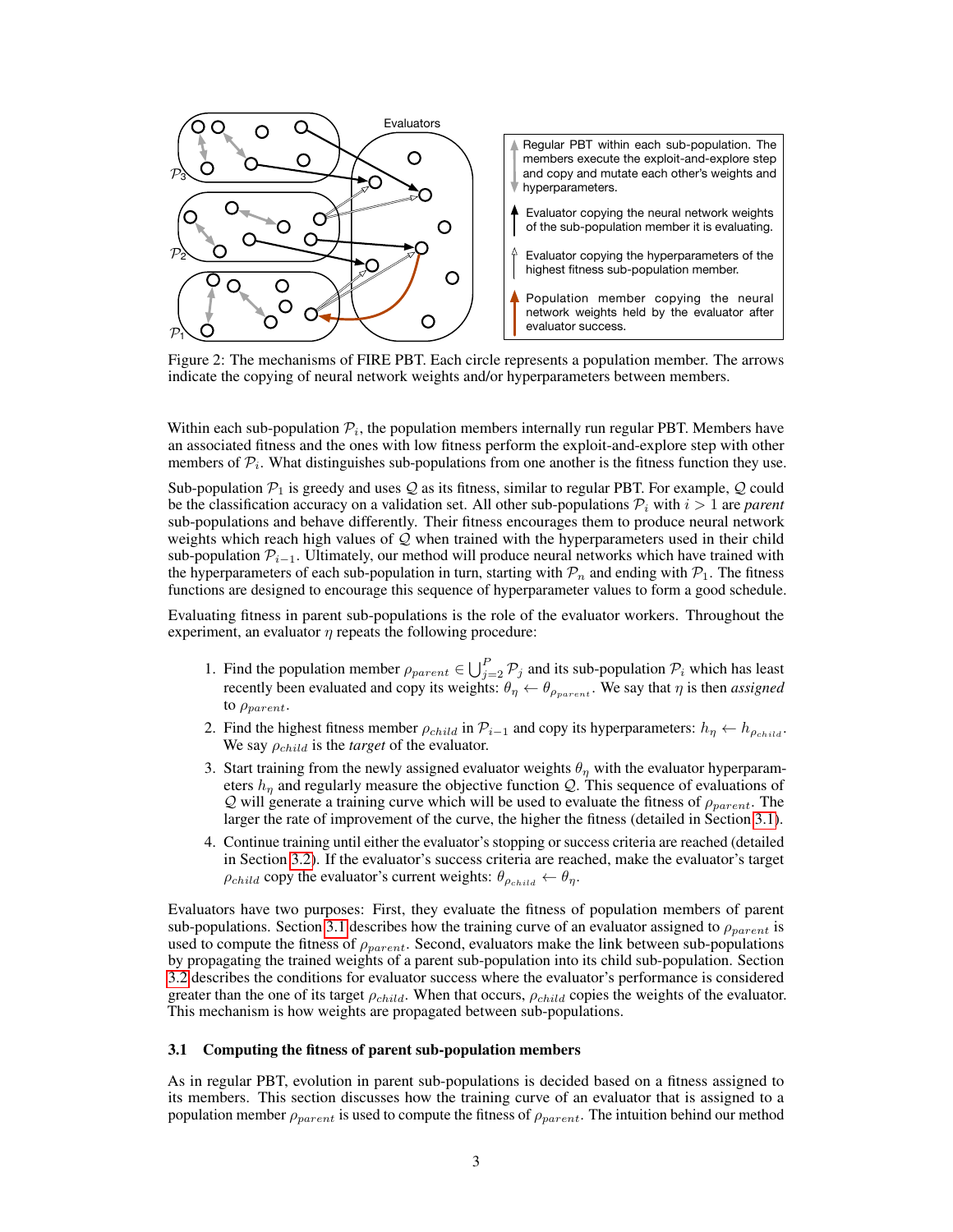Figure 2: The mechanisms of FIRE PBT. Each circle represents a population member. The arrows indicate the copying of neural network weights and/or hyperparameters between members.

Within each sub-population $\mathcal{P}_i$, the population members internally run regular PBT. Members have an associated fitness and the ones with low fitness perform the exploit-and-explore step with other members of $\mathcal{P}_i$. What distinguishes sub-populations from one another is the fitness function they use.

Sub-population $\mathcal{P}_1$ is greedy and uses $\mathcal{Q}$ as its fitness, similar to regular PBT. For example, $\mathcal{Q}$ could be the classification accuracy on a validation set. All other sub-populations $\mathcal{P}_i$ with $i > 1$ are *parent* sub-populations and behave differently. Their fitness encourages them to produce neural network weights which reach high values of $\mathcal{Q}$ when trained with the hyperparameters used in their child sub-population $\mathcal{P}_{i-1}$. Ultimately, our method will produce neural networks which have trained with the hyperparameters of each sub-population in turn, starting with $\mathcal{P}_n$ and ending with $\mathcal{P}_1$. The fitness functions are designed to encourage this sequence of hyperparameter values to form a good schedule.

Evaluating fitness in parent sub-populations is the role of the evaluator workers. Throughout the experiment, an evaluator $\eta$ repeats the following procedure:

1. Find the population member $\rho_{parent} \in \bigcup_{j=2}^{P} \mathcal{P}_j$ and its sub-population $\mathcal{P}_i$ which has least recently been evaluated and copy its weights: $\theta_\eta \leftarrow \theta_{\rho_{parent}}$. We say that $\eta$ is then *assigned* to $\rho_{parent}$.
2. Find the highest fitness member $\rho_{child}$ in $\mathcal{P}_{i-1}$ and copy its hyperparameters: $h_\eta \leftarrow h_{\rho_{child}}$. We say $\rho_{child}$ is the *target* of the evaluator.
3. Start training from the newly assigned evaluator weights $\theta_\eta$ with the evaluator hyperparameters $h_\eta$ and regularly measure the objective function $\mathcal{Q}$. This sequence of evaluations of $\mathcal{Q}$ will generate a training curve which will be used to evaluate the fitness of $\rho_{parent}$. The larger the rate of improvement of the curve, the higher the fitness (detailed in Section 3.1).
4. Continue training until either the evaluator's stopping or success criteria are reached (detailed in Section 3.2). If the evaluator's success criteria are reached, make the evaluator's target $\rho_{child}$ copy the evaluator's current weights: $\theta_{\rho_{child}} \leftarrow \theta_\eta$.

Evaluators have two purposes: First, they evaluate the fitness of population members of parent sub-populations. Section 3.1 describes how the training curve of an evaluator assigned to $\rho_{parent}$ is used to compute the fitness of $\rho_{parent}$. Second, evaluators make the link between sub-populations by propagating the trained weights of a parent sub-population into its child sub-population. Section 3.2 describes the conditions for evaluator success where the evaluator's performance is considered greater than the one of its target $\rho_{child}$. When that occurs, $\rho_{child}$ copies the weights of the evaluator. This mechanism is how weights are propagated between sub-populations.

### 3.1 Computing the fitness of parent sub-population members

As in regular PBT, evolution in parent sub-populations is decided based on a fitness assigned to its members. This section discusses how the training curve of an evaluator that is assigned to a population member $\rho_{parent}$ is used to compute the fitness of $\rho_{parent}$. The intuition behind our method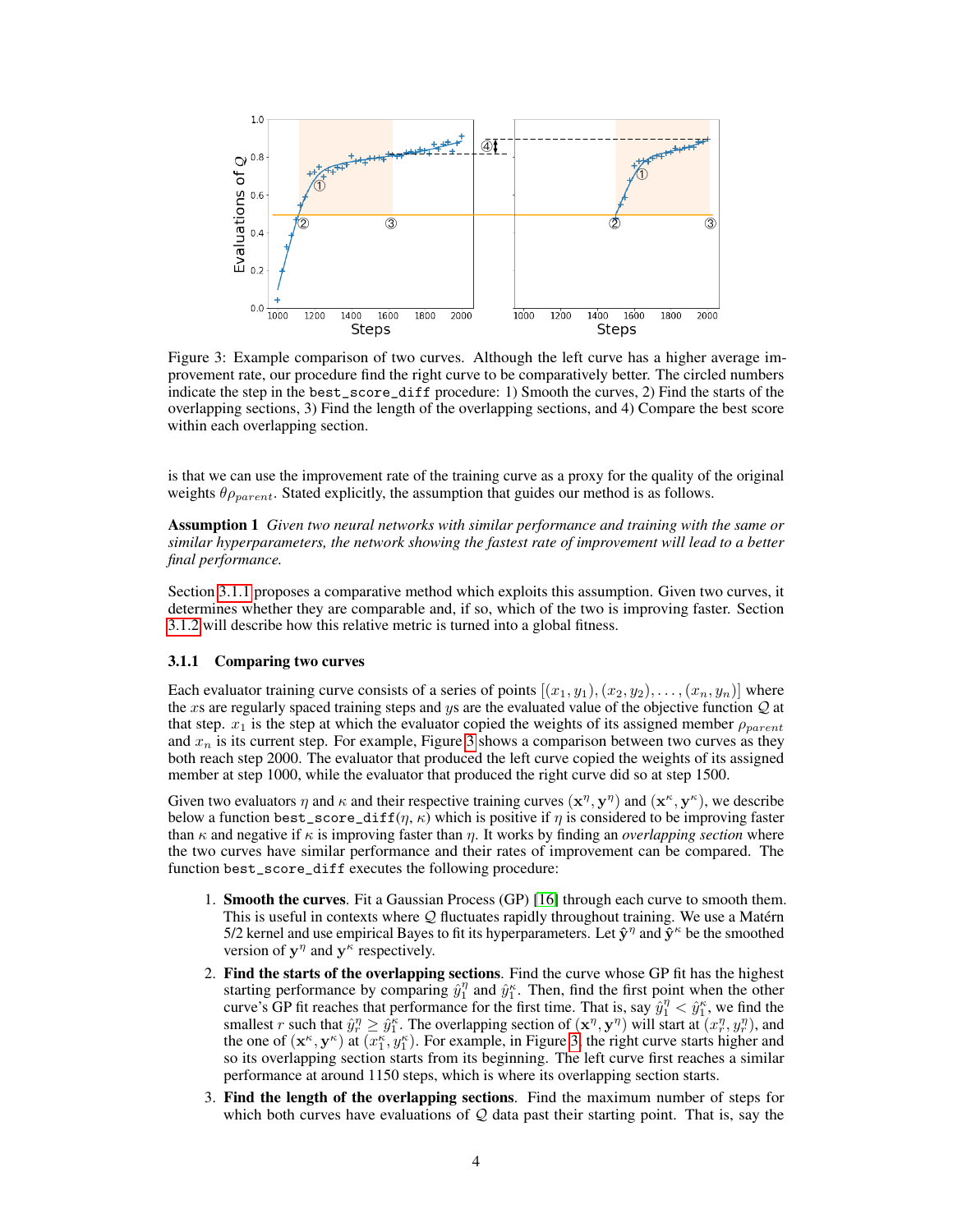Figure 3: Example comparison of two curves. Although the left curve has a higher average improvement rate, our procedure find the right curve to be comparatively better. The circled numbers indicate the step in the `best_score_diff` procedure: 1) Smooth the curves, 2) Find the starts of the overlapping sections, 3) Find the length of the overlapping sections, and 4) Compare the best score within each overlapping section.

is that we can use the improvement rate of the training curve as a proxy for the quality of the original weights $\theta\rho_{parent}$. Stated explicitly, the assumption that guides our method is as follows.

**Assumption 1** *Given two neural networks with similar performance and training with the same or similar hyperparameters, the network showing the fastest rate of improvement will lead to a better final performance.*

Section 3.1.1 proposes a comparative method which exploits this assumption. Given two curves, it determines whether they are comparable and, if so, which of the two is improving faster. Section 3.1.2 will describe how this relative metric is turned into a global fitness.

### 3.1.1 Comparing two curves

Each evaluator training curve consists of a series of points $[(x_1, y_1), (x_2, y_2), \dots, (x_n, y_n)]$ where the $x$s are regularly spaced training steps and $y$s are the evaluated value of the objective function $\mathcal{Q}$ at that step. $x_1$ is the step at which the evaluator copied the weights of its assigned member $\rho_{parent}$ and $x_n$ is its current step. For example, Figure 3 shows a comparison between two curves as they both reach step 2000. The evaluator that produced the left curve copied the weights of its assigned member at step 1000, while the evaluator that produced the right curve did so at step 1500.

Given two evaluators $\eta$ and $\kappa$ and their respective training curves $(\mathbf{x}^\eta, \mathbf{y}^\eta)$ and $(\mathbf{x}^\kappa, \mathbf{y}^\kappa)$, we describe below a function `best_score_diff`$(\eta, \kappa)$ which is positive if $\eta$ is considered to be improving faster than $\kappa$ and negative if $\kappa$ is improving faster than $\eta$. It works by finding an *overlapping section* where the two curves have similar performance and their rates of improvement can be compared. The function `best_score_diff` executes the following procedure:

1. **Smooth the curves**. Fit a Gaussian Process (GP) [16] through each curve to smooth them. This is useful in contexts where $\mathcal{Q}$ fluctuates rapidly throughout training. We use a Matérn 5/2 kernel and use empirical Bayes to fit its hyperparameters. Let $\hat{\mathbf{y}}^\eta$ and $\hat{\mathbf{y}}^\kappa$ be the smoothed version of $\mathbf{y}^\eta$ and $\mathbf{y}^\kappa$ respectively.
2. **Find the starts of the overlapping sections**. Find the curve whose GP fit has the highest starting performance by comparing $\hat{y}_1^\eta$ and $\hat{y}_1^\kappa$. Then, find the first point when the other curve's GP fit reaches that performance for the first time. That is, say $\hat{y}_1^\eta < \hat{y}_1^\kappa$, we find the smallest $r$ such that $\hat{y}_r^\eta \geq \hat{y}_1^\kappa$. The overlapping section of $(\mathbf{x}^\eta, \mathbf{y}^\eta)$ will start at $(x_r^\eta, y_r^\eta)$, and the one of $(\mathbf{x}^\kappa, \mathbf{y}^\kappa)$ at $(x_1^\kappa, y_1^\kappa)$. For example, in Figure 3, the right curve starts higher and so its overlapping section starts from its beginning. The left curve first reaches a similar performance at around 1150 steps, which is where its overlapping section starts.
3. **Find the length of the overlapping sections**. Find the maximum number of steps for which both curves have evaluations of $\mathcal{Q}$ data past their starting point. That is, say the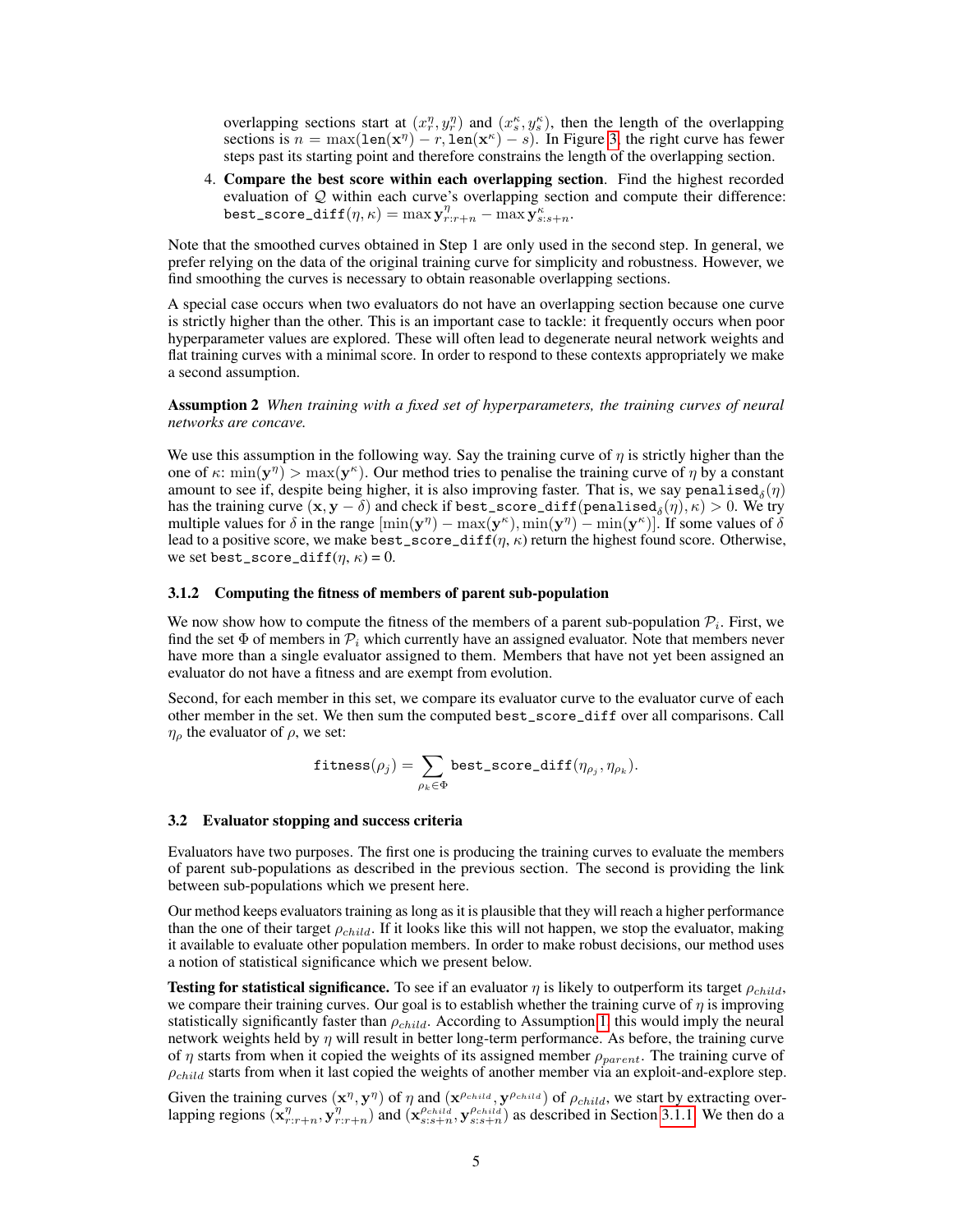overlapping sections start at $(x_r^\eta, y_r^\eta)$ and $(x_s^\kappa, y_s^\kappa)$, then the length of the overlapping sections is $n = \max(\texttt{len}(\mathbf{x}^\eta) - r, \texttt{len}(\mathbf{x}^\kappa) - s)$. In Figure 3, the right curve has fewer steps past its starting point and therefore constrains the length of the overlapping section.

4. **Compare the best score within each overlapping section**. Find the highest recorded evaluation of $\mathcal{Q}$ within each curve's overlapping section and compute their difference: $\texttt{best\_score\_diff}(\eta, \kappa) = \max \mathbf{y}^\eta_{r:r+n} - \max \mathbf{y}^\kappa_{s:s+n}$.

Note that the smoothed curves obtained in Step 1 are only used in the second step. In general, we prefer relying on the data of the original training curve for simplicity and robustness. However, we find smoothing the curves is necessary to obtain reasonable overlapping sections.

A special case occurs when two evaluators do not have an overlapping section because one curve is strictly higher than the other. This is an important case to tackle: it frequently occurs when poor hyperparameter values are explored. These will often lead to degenerate neural network weights and flat training curves with a minimal score. In order to respond to these contexts appropriately we make a second assumption.

**Assumption 2** *When training with a fixed set of hyperparameters, the training curves of neural networks are concave.*

We use this assumption in the following way. Say the training curve of $\eta$ is strictly higher than the one of $\kappa$: $\min(\mathbf{y}^\eta) > \max(\mathbf{y}^\kappa)$. Our method tries to penalise the training curve of $\eta$ by a constant amount to see if, despite being higher, it is also improving faster. That is, we say $\texttt{penalised}_\delta(\eta)$ has the training curve $(\mathbf{x}, \mathbf{y} - \delta)$ and check if $\texttt{best\_score\_diff}(\texttt{penalised}_\delta(\eta), \kappa) > 0$. We try multiple values for $\delta$ in the range $[\min(\mathbf{y}^\eta) - \max(\mathbf{y}^\kappa), \min(\mathbf{y}^\eta) - \min(\mathbf{y}^\kappa)]$. If some values of $\delta$ lead to a positive score, we make $\texttt{best\_score\_diff}(\eta, \kappa)$ return the highest found score. Otherwise, we set $\texttt{best\_score\_diff}(\eta, \kappa) = 0$.

#### 3.1.2 Computing the fitness of members of parent sub-population

We now show how to compute the fitness of the members of a parent sub-population $\mathcal{P}_i$. First, we find the set $\Phi$ of members in $\mathcal{P}_i$ which currently have an assigned evaluator. Note that members never have more than a single evaluator assigned to them. Members that have not yet been assigned an evaluator do not have a fitness and are exempt from evolution.

Second, for each member in this set, we compare its evaluator curve to the evaluator curve of each other member in the set. We then sum the computed best_score_diff over all comparisons. Call $\eta_\rho$ the evaluator of $\rho$, we set:

$$\texttt{fitness}(\rho_j) = \sum_{\rho_k \in \Phi} \texttt{best\_score\_diff}(\eta_{\rho_j}, \eta_{\rho_k}).$$

### 3.2 Evaluator stopping and success criteria

Evaluators have two purposes. The first one is producing the training curves to evaluate the members of parent sub-populations as described in the previous section. The second is providing the link between sub-populations which we present here.

Our method keeps evaluators training as long as it is plausible that they will reach a higher performance than the one of their target $\rho_{child}$. If it looks like this will not happen, we stop the evaluator, making it available to evaluate other population members. In order to make robust decisions, our method uses a notion of statistical significance which we present below.

**Testing for statistical significance.** To see if an evaluator $\eta$ is likely to outperform its target $\rho_{child}$, we compare their training curves. Our goal is to establish whether the training curve of $\eta$ is improving statistically significantly faster than $\rho_{child}$. According to Assumption 1, this would imply the neural network weights held by $\eta$ will result in better long-term performance. As before, the training curve of $\eta$ starts from when it copied the weights of its assigned member $\rho_{parent}$. The training curve of $\rho_{child}$ starts from when it last copied the weights of another member via an exploit-and-explore step.

Given the training curves $(\mathbf{x}^\eta, \mathbf{y}^\eta)$ of $\eta$ and $(\mathbf{x}^{\rho_{child}}, \mathbf{y}^{\rho_{child}})$ of $\rho_{child}$, we start by extracting overlapping regions $(\mathbf{x}^\eta_{r:r+n}, \mathbf{y}^\eta_{r:r+n})$ and $(\mathbf{x}^{\rho_{child}}_{s:s+n}, \mathbf{y}^{\rho_{child}}_{s:s+n})$ as described in Section 3.1.1. We then do a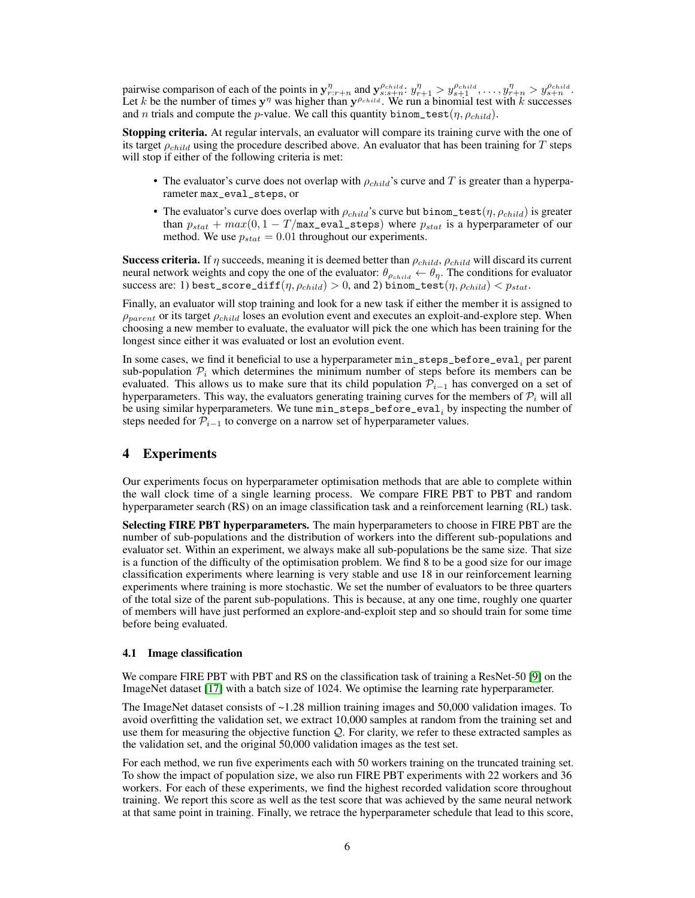pairwise comparison of each of the points in $\mathbf{y}^{\eta}_{r:r+n}$ and $\mathbf{y}^{\rho_{child}}_{s:s+n}$: $y^{\eta}_{r+1} > y^{\rho_{child}}_{s+1}, \ldots, y^{\eta}_{r+n} > y^{\rho_{child}}_{s+n}$. Let $k$ be the number of times $\mathbf{y}^{\eta}$ was higher than $\mathbf{y}^{\rho_{child}}$. We run a binomial test with $k$ successes and $n$ trials and compute the $p$-value. We call this quantity `binom_test`$(\eta, \rho_{child})$.

**Stopping criteria.** At regular intervals, an evaluator will compare its training curve with the one of its target $\rho_{child}$ using the procedure described above. An evaluator that has been training for $T$ steps will stop if either of the following criteria is met:

- The evaluator's curve does not overlap with $\rho_{child}$'s curve and $T$ is greater than a hyperparameter `max_eval_steps`, or
- The evaluator's curve does overlap with $\rho_{child}$'s curve but `binom_test`$(\eta, \rho_{child})$ is greater than $p_{stat} + max(0, 1 - T/\texttt{max\_eval\_steps})$ where $p_{stat}$ is a hyperparameter of our method. We use $p_{stat} = 0.01$ throughout our experiments.

**Success criteria.** If $\eta$ succeeds, meaning it is deemed better than $\rho_{child}$, $\rho_{child}$ will discard its current neural network weights and copy the one of the evaluator: $\theta_{\rho_{child}} \leftarrow \theta_{\eta}$. The conditions for evaluator success are: 1) `best_score_diff`$(\eta, \rho_{child}) > 0$, and 2) `binom_test`$(\eta, \rho_{child}) < p_{stat}$.

Finally, an evaluator will stop training and look for a new task if either the member it is assigned to $\rho_{parent}$ or its target $\rho_{child}$ loses an evolution event and executes an exploit-and-explore step. When choosing a new member to evaluate, the evaluator will pick the one which has been training for the longest since either it was evaluated or lost an evolution event.

In some cases, we find it beneficial to use a hyperparameter `min_steps_before_eval`$_i$ per parent sub-population $\mathcal{P}_i$ which determines the minimum number of steps before its members can be evaluated. This allows us to make sure that its child population $\mathcal{P}_{i-1}$ has converged on a set of hyperparameters. This way, the evaluators generating training curves for the members of $\mathcal{P}_i$ will all be using similar hyperparameters. We tune `min_steps_before_eval`$_i$ by inspecting the number of steps needed for $\mathcal{P}_{i-1}$ to converge on a narrow set of hyperparameter values.

# 4 Experiments

Our experiments focus on hyperparameter optimisation methods that are able to complete within the wall clock time of a single learning process. We compare FIRE PBT to PBT and random hyperparameter search (RS) on an image classification task and a reinforcement learning (RL) task.

**Selecting FIRE PBT hyperparameters.** The main hyperparameters to choose in FIRE PBT are the number of sub-populations and the distribution of workers into the different sub-populations and evaluator set. Within an experiment, we always make all sub-populations be the same size. That size is a function of the difficulty of the optimisation problem. We find 8 to be a good size for our image classification experiments where learning is very stable and use 18 in our reinforcement learning experiments where training is more stochastic. We set the number of evaluators to be three quarters of the total size of the parent sub-populations. This is because, at any one time, roughly one quarter of members will have just performed an explore-and-exploit step and so should train for some time before being evaluated.

## 4.1 Image classification

We compare FIRE PBT with PBT and RS on the classification task of training a ResNet-50 [9] on the ImageNet dataset [17] with a batch size of 1024. We optimise the learning rate hyperparameter.

The ImageNet dataset consists of ~1.28 million training images and 50,000 validation images. To avoid overfitting the validation set, we extract 10,000 samples at random from the training set and use them for measuring the objective function $\mathcal{Q}$. For clarity, we refer to these extracted samples as the validation set, and the original 50,000 validation images as the test set.

For each method, we run five experiments each with 50 workers training on the truncated training set. To show the impact of population size, we also run FIRE PBT experiments with 22 workers and 36 workers. For each of these experiments, we find the highest recorded validation score throughout training. We report this score as well as the test score that was achieved by the same neural network at that same point in training. Finally, we retrace the hyperparameter schedule that lead to this score,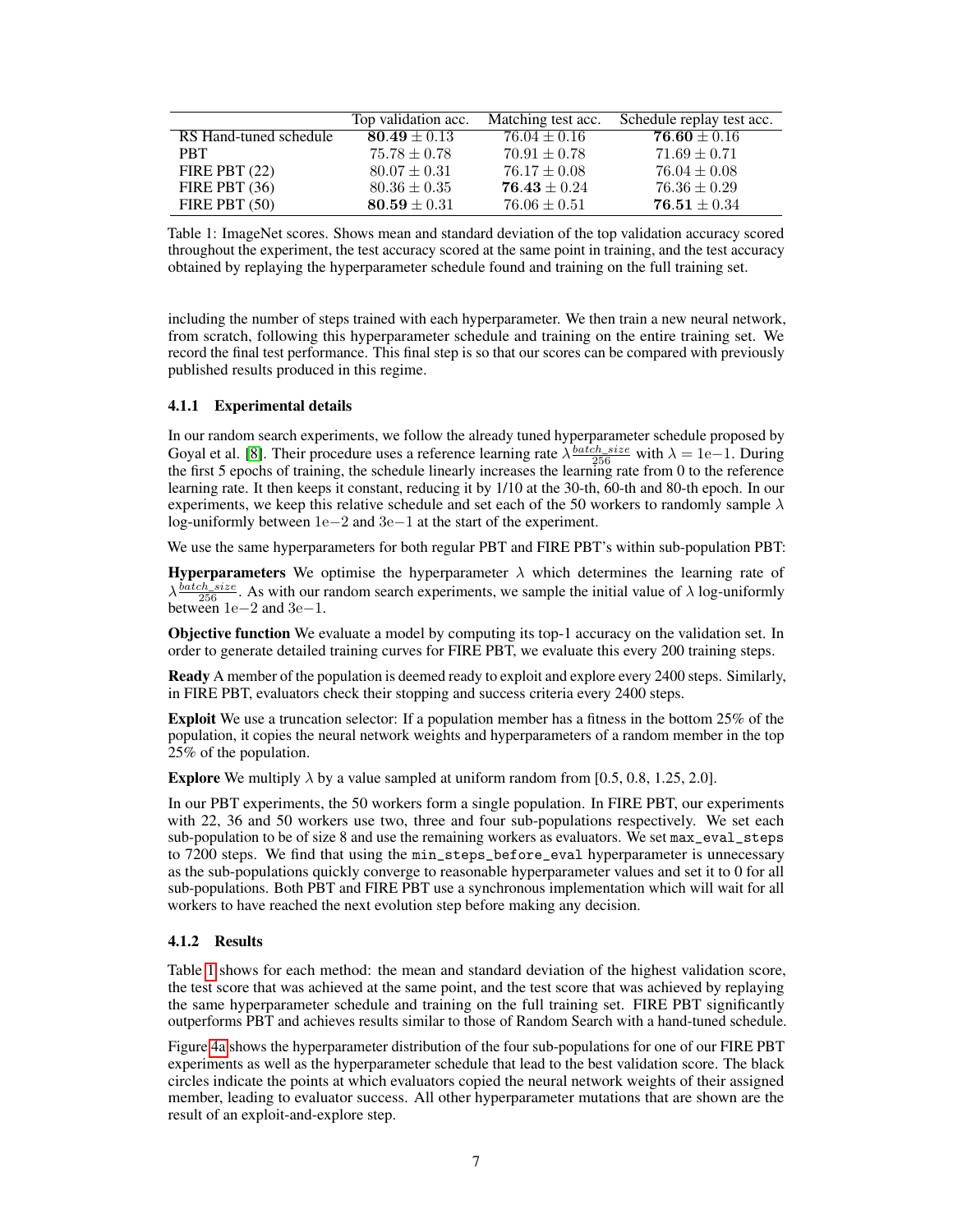| | Top validation acc. | Matching test acc. | Schedule replay test acc. |
|---|---|---|---|
| RS Hand-tuned schedule | $\mathbf{80.49} \pm 0.13$ | $76.04 \pm 0.16$ | $\mathbf{76.60} \pm 0.16$ |
| PBT | $75.78 \pm 0.78$ | $70.91 \pm 0.78$ | $71.69 \pm 0.71$ |
| FIRE PBT (22) | $80.07 \pm 0.31$ | $76.17 \pm 0.08$ | $76.04 \pm 0.08$ |
| FIRE PBT (36) | $80.36 \pm 0.35$ | $\mathbf{76.43} \pm 0.24$ | $76.36 \pm 0.29$ |
| FIRE PBT (50) | $\mathbf{80.59} \pm 0.31$ | $76.06 \pm 0.51$ | $\mathbf{76.51} \pm 0.34$ |

Table 1: ImageNet scores. Shows mean and standard deviation of the top validation accuracy scored throughout the experiment, the test accuracy scored at the same point in training, and the test accuracy obtained by replaying the hyperparameter schedule found and training on the full training set.

including the number of steps trained with each hyperparameter. We then train a new neural network, from scratch, following this hyperparameter schedule and training on the entire training set. We record the final test performance. This final step is so that our scores can be compared with previously published results produced in this regime.

### 4.1.1 Experimental details

In our random search experiments, we follow the already tuned hyperparameter schedule proposed by Goyal et al. [8]. Their procedure uses a reference learning rate $\lambda \frac{batch\_size}{256}$ with $\lambda = 1\text{e}{-1}$. During the first 5 epochs of training, the schedule linearly increases the learning rate from 0 to the reference learning rate. It then keeps it constant, reducing it by 1/10 at the 30-th, 60-th and 80-th epoch. In our experiments, we keep this relative schedule and set each of the 50 workers to randomly sample $\lambda$ log-uniformly between $1\text{e}{-2}$ and $3\text{e}{-1}$ at the start of the experiment.

We use the same hyperparameters for both regular PBT and FIRE PBT's within sub-population PBT:

**Hyperparameters** We optimise the hyperparameter $\lambda$ which determines the learning rate of $\lambda \frac{batch\_size}{256}$. As with our random search experiments, we sample the initial value of $\lambda$ log-uniformly between $1\text{e}{-2}$ and $3\text{e}{-1}$.

**Objective function** We evaluate a model by computing its top-1 accuracy on the validation set. In order to generate detailed training curves for FIRE PBT, we evaluate this every 200 training steps.

**Ready** A member of the population is deemed ready to exploit and explore every 2400 steps. Similarly, in FIRE PBT, evaluators check their stopping and success criteria every 2400 steps.

**Exploit** We use a truncation selector: If a population member has a fitness in the bottom 25% of the population, it copies the neural network weights and hyperparameters of a random member in the top 25% of the population.

**Explore** We multiply $\lambda$ by a value sampled at uniform random from [0.5, 0.8, 1.25, 2.0].

In our PBT experiments, the 50 workers form a single population. In FIRE PBT, our experiments with 22, 36 and 50 workers use two, three and four sub-populations respectively. We set each sub-population to be of size 8 and use the remaining workers as evaluators. We set `max_eval_steps` to 7200 steps. We find that using the `min_steps_before_eval` hyperparameter is unnecessary as the sub-populations quickly converge to reasonable hyperparameter values and set it to 0 for all sub-populations. Both PBT and FIRE PBT use a synchronous implementation which will wait for all workers to have reached the next evolution step before making any decision.

### 4.1.2 Results

Table 1 shows for each method: the mean and standard deviation of the highest validation score, the test score that was achieved at the same point, and the test score that was achieved by replaying the same hyperparameter schedule and training on the full training set. FIRE PBT significantly outperforms PBT and achieves results similar to those of Random Search with a hand-tuned schedule.

Figure 4a shows the hyperparameter distribution of the four sub-populations for one of our FIRE PBT experiments as well as the hyperparameter schedule that lead to the best validation score. The black circles indicate the points at which evaluators copied the neural network weights of their assigned member, leading to evaluator success. All other hyperparameter mutations that are shown are the result of an exploit-and-explore step.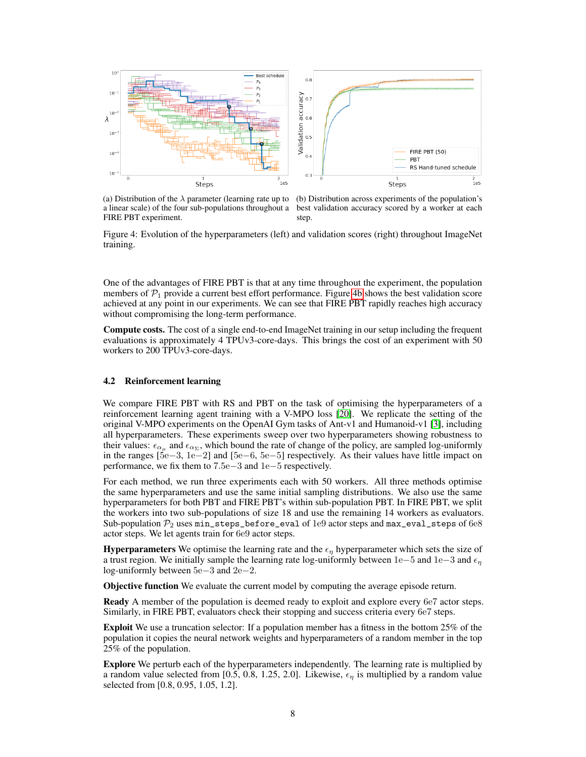(a) Distribution of the $\lambda$ parameter (learning rate up to a linear scale) of the four sub-populations throughout a FIRE PBT experiment.

(b) Distribution across experiments of the population's best validation accuracy scored by a worker at each step.

Figure 4: Evolution of the hyperparameters (left) and validation scores (right) throughout ImageNet training.

One of the advantages of FIRE PBT is that at any time throughout the experiment, the population members of $\mathcal{P}_1$ provide a current best effort performance. Figure 4b shows the best validation score achieved at any point in our experiments. We can see that FIRE PBT rapidly reaches high accuracy without compromising the long-term performance.

**Compute costs.** The cost of a single end-to-end ImageNet training in our setup including the frequent evaluations is approximately 4 TPUv3-core-days. This brings the cost of an experiment with 50 workers to 200 TPUv3-core-days.

### 4.2 Reinforcement learning

We compare FIRE PBT with RS and PBT on the task of optimising the hyperparameters of a reinforcement learning agent training with a V-MPO loss [20]. We replicate the setting of the original V-MPO experiments on the OpenAI Gym tasks of Ant-v1 and Humanoid-v1 [3], including all hyperparameters. These experiments sweep over two hyperparameters showing robustness to their values: $\epsilon_{\alpha_\mu}$ and $\epsilon_{\alpha_\Sigma}$, which bound the rate of change of the policy, are sampled log-uniformly in the ranges [$5\mathrm{e}{-3}$, $1\mathrm{e}{-2}$] and [$5\mathrm{e}{-6}$, $5\mathrm{e}{-5}$] respectively. As their values have little impact on performance, we fix them to $7.5\mathrm{e}{-3}$ and $1\mathrm{e}{-5}$ respectively.

For each method, we run three experiments each with 50 workers. All three methods optimise the same hyperparameters and use the same initial sampling distributions. We also use the same hyperparameters for both PBT and FIRE PBT's within sub-population PBT. In FIRE PBT, we split the workers into two sub-populations of size 18 and use the remaining 14 workers as evaluators. Sub-population $\mathcal{P}_2$ uses `min_steps_before_eval` of $1\mathrm{e}9$ actor steps and `max_eval_steps` of $6\mathrm{e}8$ actor steps. We let agents train for $6\mathrm{e}9$ actor steps.

**Hyperparameters** We optimise the learning rate and the $\epsilon_\eta$ hyperparameter which sets the size of a trust region. We initially sample the learning rate log-uniformly between $1\mathrm{e}{-5}$ and $1\mathrm{e}{-3}$ and $\epsilon_\eta$ log-uniformly between $5\mathrm{e}{-3}$ and $2\mathrm{e}{-2}$.

**Objective function** We evaluate the current model by computing the average episode return.

**Ready** A member of the population is deemed ready to exploit and explore every $6\mathrm{e}7$ actor steps. Similarly, in FIRE PBT, evaluators check their stopping and success criteria every $6\mathrm{e}7$ steps.

**Exploit** We use a truncation selector: If a population member has a fitness in the bottom 25% of the population it copies the neural network weights and hyperparameters of a random member in the top 25% of the population.

**Explore** We perturb each of the hyperparameters independently. The learning rate is multiplied by a random value selected from [0.5, 0.8, 1.25, 2.0]. Likewise, $\epsilon_\eta$ is multiplied by a random value selected from [0.8, 0.95, 1.05, 1.2].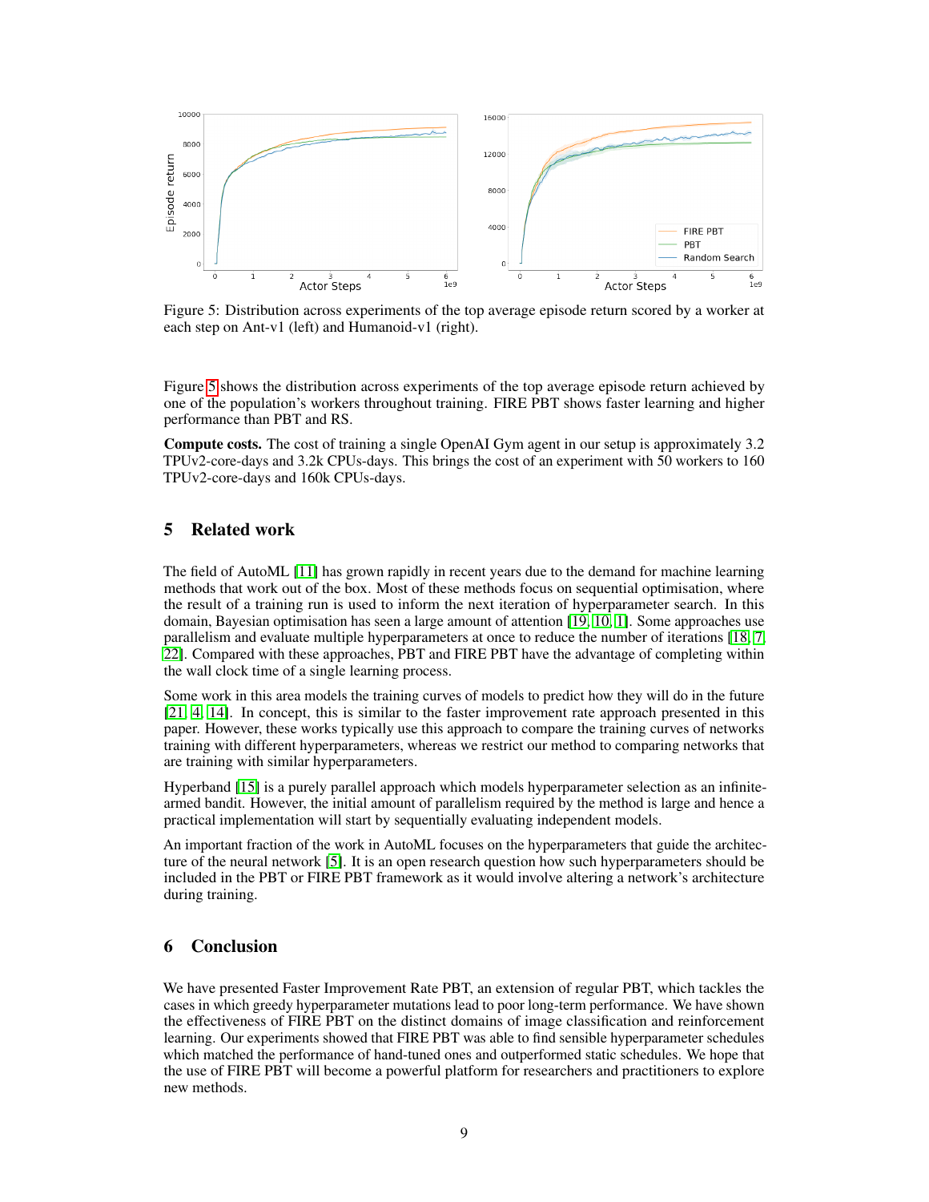Figure 5: Distribution across experiments of the top average episode return scored by a worker at each step on Ant-v1 (left) and Humanoid-v1 (right).

Figure 5 shows the distribution across experiments of the top average episode return achieved by one of the population's workers throughout training. FIRE PBT shows faster learning and higher performance than PBT and RS.

**Compute costs.** The cost of training a single OpenAI Gym agent in our setup is approximately 3.2 TPUv2-core-days and 3.2k CPUs-days. This brings the cost of an experiment with 50 workers to 160 TPUv2-core-days and 160k CPUs-days.

## 5 Related work

The field of AutoML [11] has grown rapidly in recent years due to the demand for machine learning methods that work out of the box. Most of these methods focus on sequential optimisation, where the result of a training run is used to inform the next iteration of hyperparameter search. In this domain, Bayesian optimisation has seen a large amount of attention [19, 10, 1]. Some approaches use parallelism and evaluate multiple hyperparameters at once to reduce the number of iterations [18, 7, 22]. Compared with these approaches, PBT and FIRE PBT have the advantage of completing within the wall clock time of a single learning process.

Some work in this area models the training curves of models to predict how they will do in the future [21, 4, 14]. In concept, this is similar to the faster improvement rate approach presented in this paper. However, these works typically use this approach to compare the training curves of networks training with different hyperparameters, whereas we restrict our method to comparing networks that are training with similar hyperparameters.

Hyperband [15] is a purely parallel approach which models hyperparameter selection as an infinite-armed bandit. However, the initial amount of parallelism required by the method is large and hence a practical implementation will start by sequentially evaluating independent models.

An important fraction of the work in AutoML focuses on the hyperparameters that guide the architecture of the neural network [5]. It is an open research question how such hyperparameters should be included in the PBT or FIRE PBT framework as it would involve altering a network's architecture during training.

## 6 Conclusion

We have presented Faster Improvement Rate PBT, an extension of regular PBT, which tackles the cases in which greedy hyperparameter mutations lead to poor long-term performance. We have shown the effectiveness of FIRE PBT on the distinct domains of image classification and reinforcement learning. Our experiments showed that FIRE PBT was able to find sensible hyperparameter schedules which matched the performance of hand-tuned ones and outperformed static schedules. We hope that the use of FIRE PBT will become a powerful platform for researchers and practitioners to explore new methods.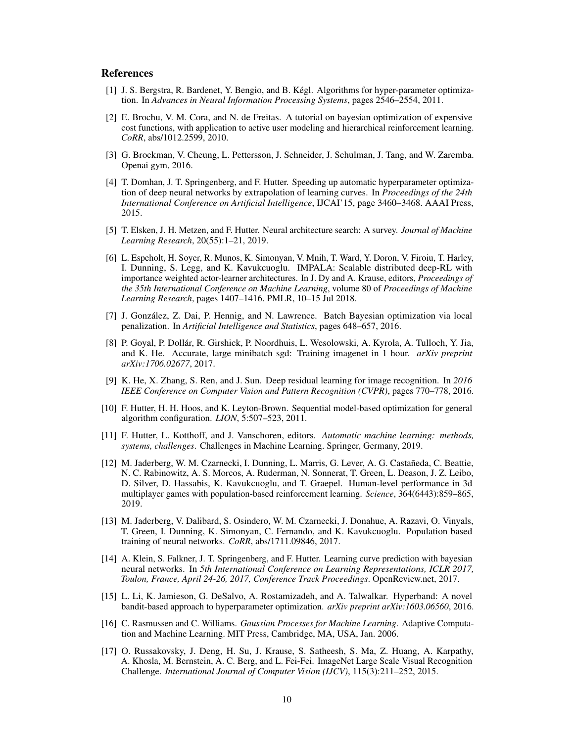## References

[1] J. S. Bergstra, R. Bardenet, Y. Bengio, and B. Kégl. Algorithms for hyper-parameter optimization. In *Advances in Neural Information Processing Systems*, pages 2546–2554, 2011.

[2] E. Brochu, V. M. Cora, and N. de Freitas. A tutorial on bayesian optimization of expensive cost functions, with application to active user modeling and hierarchical reinforcement learning. *CoRR*, abs/1012.2599, 2010.

[3] G. Brockman, V. Cheung, L. Pettersson, J. Schneider, J. Schulman, J. Tang, and W. Zaremba. Openai gym, 2016.

[4] T. Domhan, J. T. Springenberg, and F. Hutter. Speeding up automatic hyperparameter optimization of deep neural networks by extrapolation of learning curves. In *Proceedings of the 24th International Conference on Artificial Intelligence*, IJCAI'15, page 3460–3468. AAAI Press, 2015.

[5] T. Elsken, J. H. Metzen, and F. Hutter. Neural architecture search: A survey. *Journal of Machine Learning Research*, 20(55):1–21, 2019.

[6] L. Espeholt, H. Soyer, R. Munos, K. Simonyan, V. Mnih, T. Ward, Y. Doron, V. Firoiu, T. Harley, I. Dunning, S. Legg, and K. Kavukcuoglu. IMPALA: Scalable distributed deep-RL with importance weighted actor-learner architectures. In J. Dy and A. Krause, editors, *Proceedings of the 35th International Conference on Machine Learning*, volume 80 of *Proceedings of Machine Learning Research*, pages 1407–1416. PMLR, 10–15 Jul 2018.

[7] J. González, Z. Dai, P. Hennig, and N. Lawrence. Batch Bayesian optimization via local penalization. In *Artificial Intelligence and Statistics*, pages 648–657, 2016.

[8] P. Goyal, P. Dollár, R. Girshick, P. Noordhuis, L. Wesolowski, A. Kyrola, A. Tulloch, Y. Jia, and K. He. Accurate, large minibatch sgd: Training imagenet in 1 hour. *arXiv preprint arXiv:1706.02677*, 2017.

[9] K. He, X. Zhang, S. Ren, and J. Sun. Deep residual learning for image recognition. In *2016 IEEE Conference on Computer Vision and Pattern Recognition (CVPR)*, pages 770–778, 2016.

[10] F. Hutter, H. H. Hoos, and K. Leyton-Brown. Sequential model-based optimization for general algorithm configuration. *LION*, 5:507–523, 2011.

[11] F. Hutter, L. Kotthoff, and J. Vanschoren, editors. *Automatic machine learning: methods, systems, challenges*. Challenges in Machine Learning. Springer, Germany, 2019.

[12] M. Jaderberg, W. M. Czarnecki, I. Dunning, L. Marris, G. Lever, A. G. Castañeda, C. Beattie, N. C. Rabinowitz, A. S. Morcos, A. Ruderman, N. Sonnerat, T. Green, L. Deason, J. Z. Leibo, D. Silver, D. Hassabis, K. Kavukcuoglu, and T. Graepel. Human-level performance in 3d multiplayer games with population-based reinforcement learning. *Science*, 364(6443):859–865, 2019.

[13] M. Jaderberg, V. Dalibard, S. Osindero, W. M. Czarnecki, J. Donahue, A. Razavi, O. Vinyals, T. Green, I. Dunning, K. Simonyan, C. Fernando, and K. Kavukcuoglu. Population based training of neural networks. *CoRR*, abs/1711.09846, 2017.

[14] A. Klein, S. Falkner, J. T. Springenberg, and F. Hutter. Learning curve prediction with bayesian neural networks. In *5th International Conference on Learning Representations, ICLR 2017, Toulon, France, April 24-26, 2017, Conference Track Proceedings*. OpenReview.net, 2017.

[15] L. Li, K. Jamieson, G. DeSalvo, A. Rostamizadeh, and A. Talwalkar. Hyperband: A novel bandit-based approach to hyperparameter optimization. *arXiv preprint arXiv:1603.06560*, 2016.

[16] C. Rasmussen and C. Williams. *Gaussian Processes for Machine Learning*. Adaptive Computation and Machine Learning. MIT Press, Cambridge, MA, USA, Jan. 2006.

[17] O. Russakovsky, J. Deng, H. Su, J. Krause, S. Satheesh, S. Ma, Z. Huang, A. Karpathy, A. Khosla, M. Bernstein, A. C. Berg, and L. Fei-Fei. ImageNet Large Scale Visual Recognition Challenge. *International Journal of Computer Vision (IJCV)*, 115(3):211–252, 2015.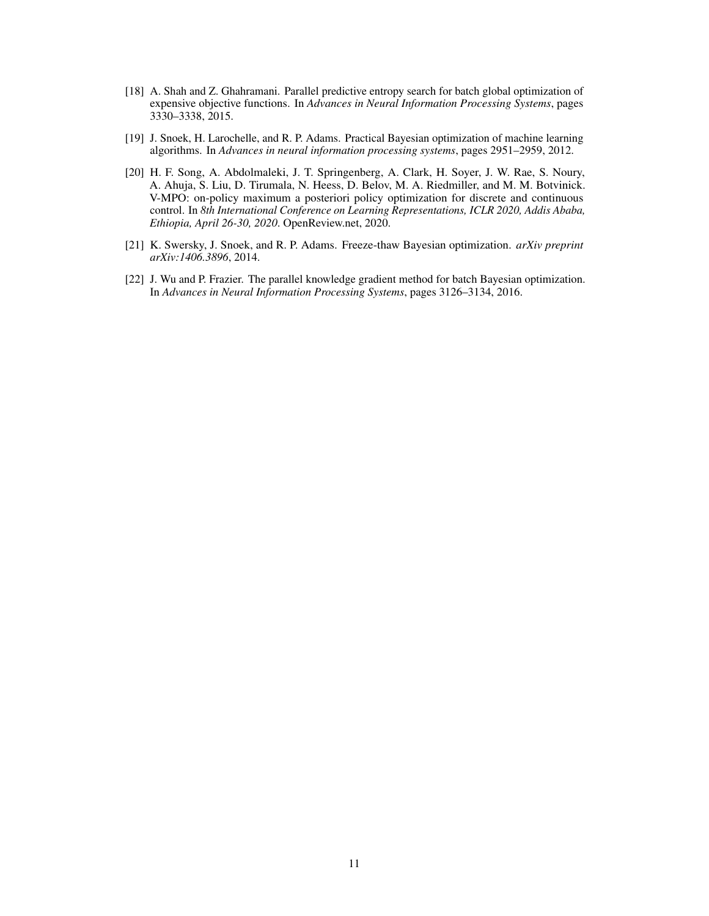[18] A. Shah and Z. Ghahramani. Parallel predictive entropy search for batch global optimization of expensive objective functions. In *Advances in Neural Information Processing Systems*, pages 3330–3338, 2015.

[19] J. Snoek, H. Larochelle, and R. P. Adams. Practical Bayesian optimization of machine learning algorithms. In *Advances in neural information processing systems*, pages 2951–2959, 2012.

[20] H. F. Song, A. Abdolmaleki, J. T. Springenberg, A. Clark, H. Soyer, J. W. Rae, S. Noury, A. Ahuja, S. Liu, D. Tirumala, N. Heess, D. Belov, M. A. Riedmiller, and M. M. Botvinick. V-MPO: on-policy maximum a posteriori policy optimization for discrete and continuous control. In *8th International Conference on Learning Representations, ICLR 2020, Addis Ababa, Ethiopia, April 26-30, 2020*. OpenReview.net, 2020.

[21] K. Swersky, J. Snoek, and R. P. Adams. Freeze-thaw Bayesian optimization. *arXiv preprint arXiv:1406.3896*, 2014.

[22] J. Wu and P. Frazier. The parallel knowledge gradient method for batch Bayesian optimization. In *Advances in Neural Information Processing Systems*, pages 3126–3134, 2016.